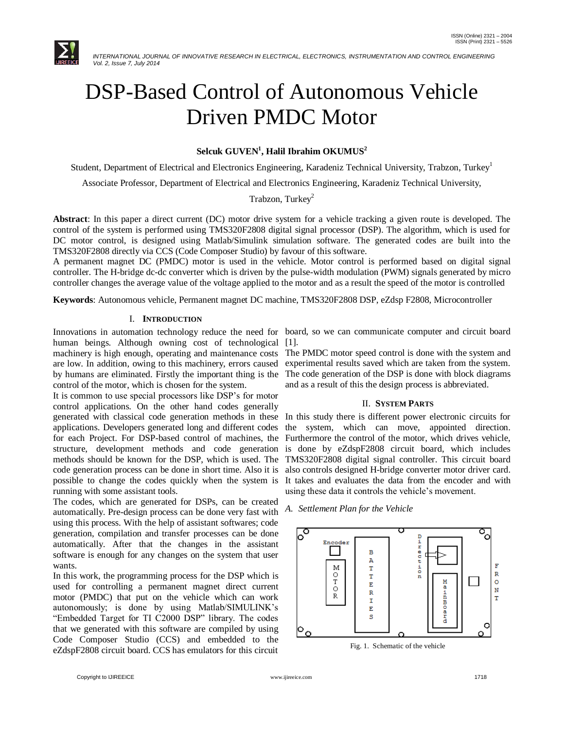# DSP-Based Control of Autonomous Vehicle Driven PMDC Motor

**Selcuk GUVEN[1], Halil Ibrahim OKUMUS[2]**

Student, Department of Electrical and Electronics Engineering, Karadeniz Technical University, Trabzon, Turkey[1]

Associate Professor, Department of Electrical and Electronics Engineering, Karadeniz Technical University, Trabzon, Turkey[2]

**Abstract**: In this paper a direct current (DC) motor drive system for a vehicle tracking a given route is developed. The control of the system is performed using TMS320F2808 digital signal processor (DSP). The algorithm, which is used for DC motor control, is designed using Matlab/Simulink simulation software. The generated codes are built into the TMS320F2808 directly via CCS (Code Composer Studio) by favour of this software.

A permanent magnet DC (PMDC) motor is used in the vehicle. Motor control is performed based on digital signal controller. The H-bridge dc-dc converter which is driven by the pulse-width modulation (PWM) signals generated by micro controller changes the average value of the voltage applied to the motor and as a result the speed of the motor is controlled

**Keywords**: Autonomous vehicle, Permanent magnet DC machine, TMS320F2808 DSP, eZdsp F2808, Microcontroller

## I. Introduction

Innovations in automation technology reduce the need for human beings. Although owning cost of technological machinery is high enough, operating and maintenance costs are low. In addition, owing to this machinery, errors caused by humans are eliminated. Firstly the important thing is the control of the motor, which is chosen for the system.

It is common to use special processors like DSP's for motor control applications. On the other hand codes generally generated with classical code generation methods in these applications. Developers generated long and different codes for each Project. For DSP-based control of machines, the structure, development methods and code generation methods should be known for the DSP, which is used. The code generation process can be done in short time. Also it is possible to change the codes quickly when the system is running with some assistant tools.

The codes, which are generated for DSPs, can be created automatically. Pre-design process can be done very fast with using this process. With the help of assistant softwares; code generation, compilation and transfer processes can be done automatically. After that the changes in the assistant software is enough for any changes on the system that user wants.

In this work, the programming process for the DSP which is used for controlling a permanent magnet direct current motor (PMDC) that put on the vehicle which can work autonomously; is done by using Matlab/SIMULINK's "Embedded Target for TI C2000 DSP" library. The codes that we generated with this software are compiled by using Code Composer Studio (CCS) and embedded to the eZdspF2808 circuit board. CCS has emulators for this circuit board, so we can communicate computer and circuit board [1].

The PMDC motor speed control is done with the system and experimental results saved which are taken from the system. The code generation of the DSP is done with block diagrams and as a result of this the design process is abbreviated.

## II. System Parts

In this study there is different power electronic circuits for the system, which can move, appointed direction. Furthermore the control of the motor, which drives vehicle, is done by eZdspF2808 circuit board, which includes TMS320F2808 digital signal controller. This circuit board also controls designed H-bridge converter motor driver card. It takes and evaluates the data from the encoder and with using these data it controls the vehicle's movement.

### *A. Settlement Plan for the Vehicle*

Fig. 1. Schematic of the vehicle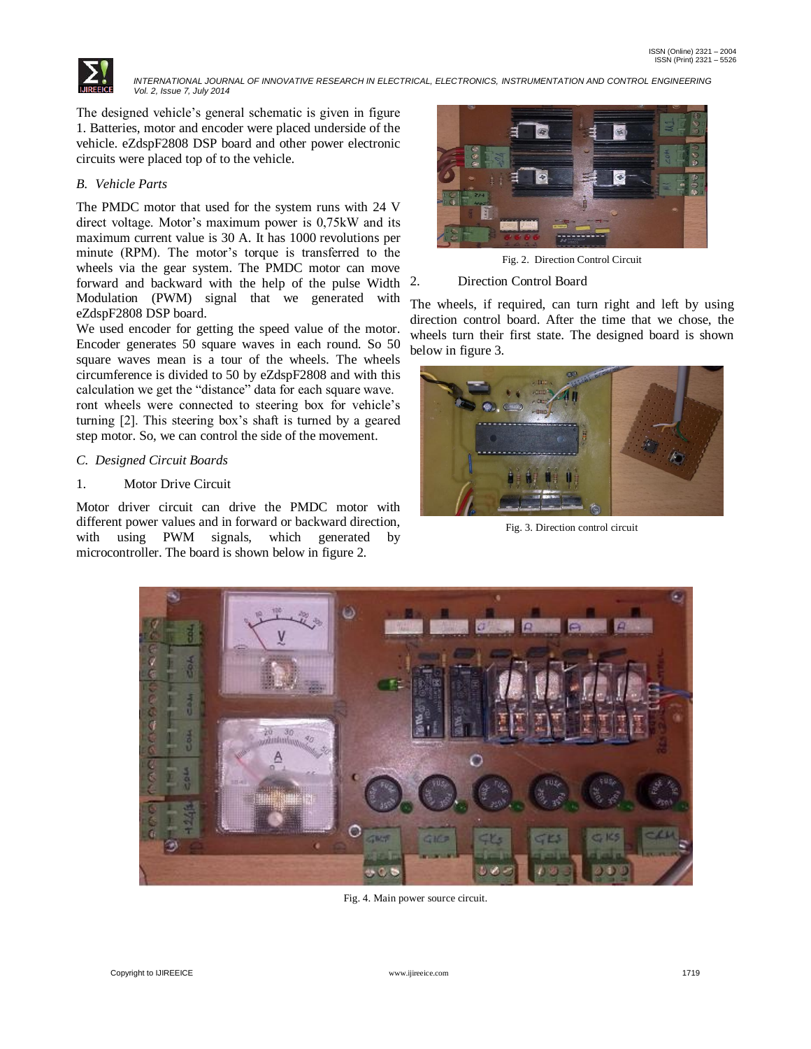The designed vehicle's general schematic is given in figure 1. Batteries, motor and encoder were placed underside of the vehicle. eZdspF2808 DSP board and other power electronic circuits were placed top of to the vehicle.

### B. Vehicle Parts

The PMDC motor that used for the system runs with 24 V direct voltage. Motor's maximum power is 0,75kW and its maximum current value is 30 A. It has 1000 revolutions per minute (RPM). The motor's torque is transferred to the wheels via the gear system. The PMDC motor can move forward and backward with the help of the pulse Width Modulation (PWM) signal that we generated with eZdspF2808 DSP board.

We used encoder for getting the speed value of the motor. Encoder generates 50 square waves in each round. So 50 square waves mean is a tour of the wheels. The wheels circumference is divided to 50 by eZdspF2808 and with this calculation we get the "distance" data for each square wave.

ront wheels were connected to steering box for vehicle's turning [2]. This steering box's shaft is turned by a geared step motor. So, we can control the side of the movement.

### C. Designed Circuit Boards

1. Motor Drive Circuit

Motor driver circuit can drive the PMDC motor with different power values and in forward or backward direction, with using PWM signals, which generated by microcontroller. The board is shown below in figure 2.

Fig. 2. Direction Control Circuit

2. Direction Control Board

The wheels, if required, can turn right and left by using direction control board. After the time that we chose, the wheels turn their first state. The designed board is shown below in figure 3.

Fig. 3. Direction control circuit

Fig. 4. Main power source circuit.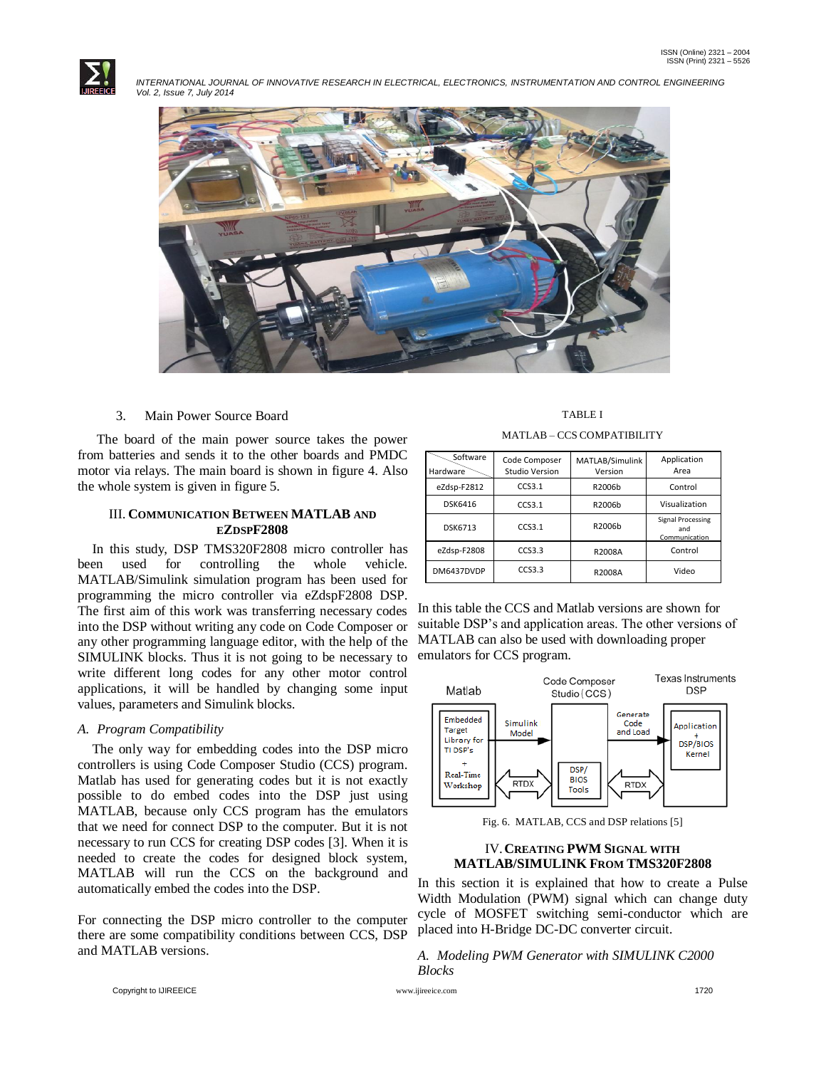3. Main Power Source Board

The board of the main power source takes the power from batteries and sends it to the other boards and PMDC motor via relays. The main board is shown in figure 4. Also the whole system is given in figure 5.

## III. COMMUNICATION BETWEEN MATLAB AND EZDSPF2808

In this study, DSP TMS320F2808 micro controller has been used for controlling the whole vehicle. MATLAB/Simulink simulation program has been used for programming the micro controller via eZdspF2808 DSP. The first aim of this work was transferring necessary codes into the DSP without writing any code on Code Composer or any other programming language editor, with the help of the SIMULINK blocks. Thus it is not going to be necessary to write different long codes for any other motor control applications, it will be handled by changing some input values, parameters and Simulink blocks.

### *A. Program Compatibility*

The only way for embedding codes into the DSP micro controllers is using Code Composer Studio (CCS) program. Matlab has used for generating codes but it is not exactly possible to do embed codes into the DSP just using MATLAB, because only CCS program has the emulators that we need for connect DSP to the computer. But it is not necessary to run CCS for creating DSP codes [3]. When it is needed to create the codes for designed block system, MATLAB will run the CCS on the background and automatically embed the codes into the DSP.

For connecting the DSP micro controller to the computer there are some compatibility conditions between CCS, DSP and MATLAB versions.

TABLE I

MATLAB – CCS COMPATIBILITY

| Hardware \ Software | Code Composer Studio Version | MATLAB/Simulink Version | Application Area |
|---|---|---|---|
| eZdsp-F2812 | CCS3.1 | R2006b | Control |
| DSK6416 | CCS3.1 | R2006b | Visualization |
| DSK6713 | CCS3.1 | R2006b | Signal Processing and Communication |
| eZdsp-F2808 | CCS3.3 | R2008A | Control |
| DM6437DVDP | CCS3.3 | R2008A | Video |

In this table the CCS and Matlab versions are shown for suitable DSP's and application areas. The other versions of MATLAB can also be used with downloading proper emulators for CCS program.

Fig. 6. MATLAB, CCS and DSP relations [5]

## IV. CREATING PWM SIGNAL WITH MATLAB/SIMULINK FROM TMS320F2808

In this section it is explained that how to create a Pulse Width Modulation (PWM) signal which can change duty cycle of MOSFET switching semi-conductor which are placed into H-Bridge DC-DC converter circuit.

### *A. Modeling PWM Generator with SIMULINK C2000 Blocks*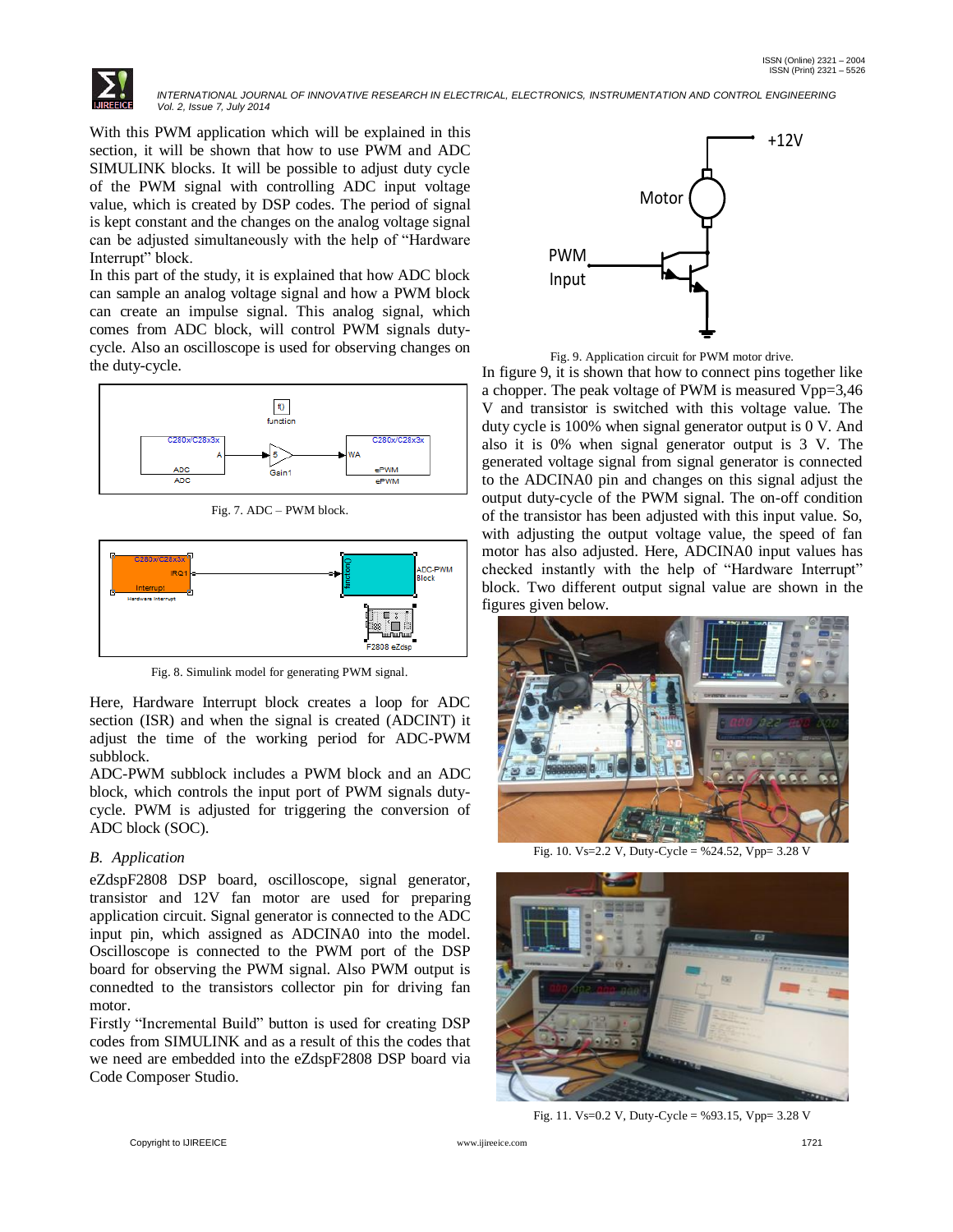With this PWM application which will be explained in this section, it will be shown that how to use PWM and ADC SIMULINK blocks. It will be possible to adjust duty cycle of the PWM signal with controlling ADC input voltage value, which is created by DSP codes. The period of signal is kept constant and the changes on the analog voltage signal can be adjusted simultaneously with the help of "Hardware Interrupt" block.

In this part of the study, it is explained that how ADC block can sample an analog voltage signal and how a PWM block can create an impulse signal. This analog signal, which comes from ADC block, will control PWM signals duty-cycle. Also an oscilloscope is used for observing changes on the duty-cycle.

Fig. 7. ADC – PWM block.

Fig. 8. Simulink model for generating PWM signal.

Here, Hardware Interrupt block creates a loop for ADC section (ISR) and when the signal is created (ADCINT) it adjust the time of the working period for ADC-PWM subblock.

ADC-PWM subblock includes a PWM block and an ADC block, which controls the input port of PWM signals duty-cycle. PWM is adjusted for triggering the conversion of ADC block (SOC).

### *B. Application*

eZdspF2808 DSP board, oscilloscope, signal generator, transistor and 12V fan motor are used for preparing application circuit. Signal generator is connected to the ADC input pin, which assigned as ADCINA0 into the model. Oscilloscope is connected to the PWM port of the DSP board for observing the PWM signal. Also PWM output is connedted to the transistors collector pin for driving fan motor.

Firstly "Incremental Build" button is used for creating DSP codes from SIMULINK and as a result of this the codes that we need are embedded into the eZdspF2808 DSP board via Code Composer Studio.

Fig. 9. Application circuit for PWM motor drive.

In figure 9, it is shown that how to connect pins together like a chopper. The peak voltage of PWM is measured Vpp=3,46 V and transistor is switched with this voltage value. The duty cycle is 100% when signal generator output is 0 V. And also it is 0% when signal generator output is 3 V. The generated voltage signal from signal generator is connected to the ADCINA0 pin and changes on this signal adjust the output duty-cycle of the PWM signal. The on-off condition of the transistor has been adjusted with this input value. So, with adjusting the output voltage value, the speed of fan motor has also adjusted. Here, ADCINA0 input values has checked instantly with the help of "Hardware Interrupt" block. Two different output signal value are shown in the figures given below.

Fig. 10. Vs=2.2 V, Duty-Cycle = %24.52, Vpp= 3.28 V

Fig. 11. Vs=0.2 V, Duty-Cycle = %93.15, Vpp= 3.28 V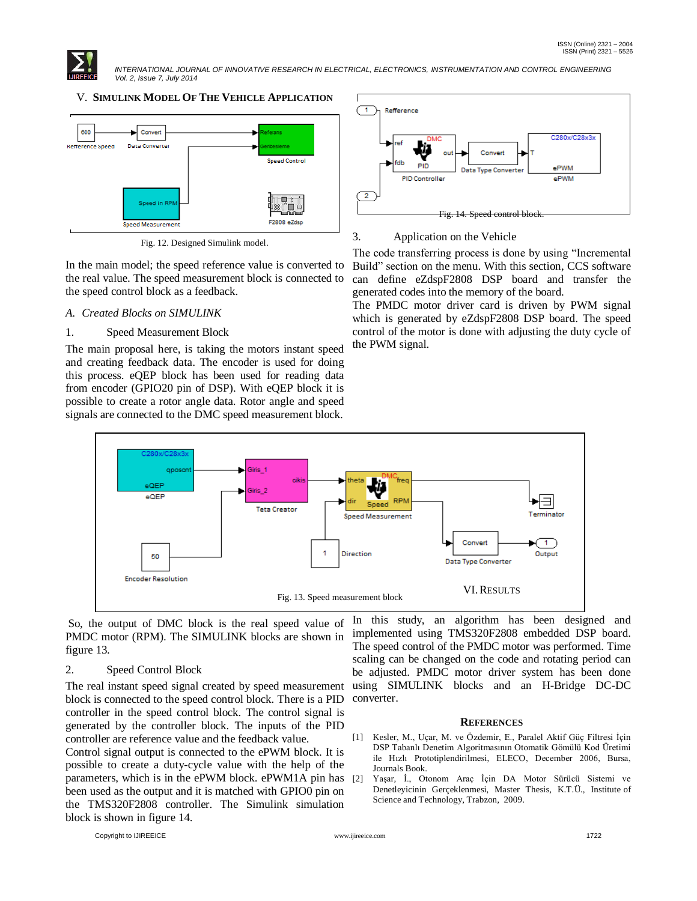## V. SIMULINK MODEL OF THE VEHICLE APPLICATION

Fig. 12. Designed Simulink model.

In the main model; the speed reference value is converted to the real value. The speed measurement block is connected to the speed control block as a feedback.

### *A. Created Blocks on SIMULINK*

1. Speed Measurement Block

The main proposal here, is taking the motors instant speed and creating feedback data. The encoder is used for doing this process. eQEP block has been used for reading data from encoder (GPIO20 pin of DSP). With eQEP block it is possible to create a rotor angle data. Rotor angle and speed signals are connected to the DMC speed measurement block.

Fig. 13. Speed measurement block

So, the output of DMC block is the real speed value of PMDC motor (RPM). The SIMULINK blocks are shown in figure 13.

2. Speed Control Block

The real instant speed signal created by speed measurement block is connected to the speed control block. There is a PID controller in the speed control block. The control signal is generated by the controller block. The inputs of the PID controller are reference value and the feedback value.
Control signal output is connected to the ePWM block. It is possible to create a duty-cycle value with the help of the parameters, which is in the ePWM block. ePWM1A pin has been used as the output and it is matched with GPIO0 pin on the TMS320F2808 controller. The Simulink simulation block is shown in figure 14.

Fig. 14. Speed control block.

3. Application on the Vehicle

The code transferring process is done by using "Incremental Build" section on the menu. With this section, CCS software can define eZdspF2808 DSP board and transfer the generated codes into the memory of the board.
The PMDC motor driver card is driven by PWM signal which is generated by eZdspF2808 DSP board. The speed control of the motor is done with adjusting the duty cycle of the PWM signal.

## VI. RESULTS

In this study, an algorithm has been designed and implemented using TMS320F2808 embedded DSP board. The speed control of the PMDC motor was performed. Time scaling can be changed on the code and traveling period can be adjusted. PMDC motor driver system has been done using SIMULINK blocks and an H-Bridge DC-DC converter.

## REFERENCES

[1] Kesler, M., Uçar, M. ve Özdemir, E., Paralel Aktif Güç Filtresi İçin DSP Tabanlı Denetim Algoritmasının Otomatik Gömülü Kod Üretimi ile Hızlı Prototiplendirilmesi, ELECO, December 2006, Bursa, Journals Book.

[2] Yaşar, İ., Otonom Araç İçin DA Motor Sürücü Sistemi ve Denetleyicinin Gerçeklenmesi, Master Thesis, K.T.Ü., Institute of Science and Technology, Trabzon, 2009.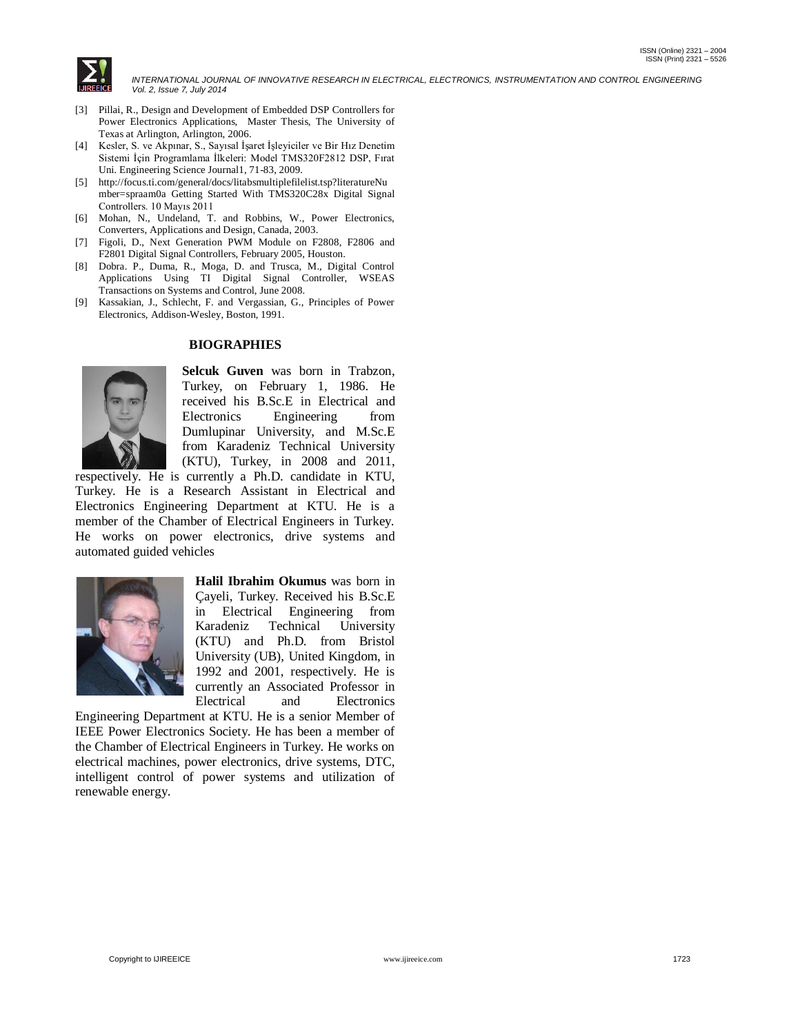[3] Pillai, R., Design and Development of Embedded DSP Controllers for Power Electronics Applications, Master Thesis, The University of Texas at Arlington, Arlington, 2006.

[4] Kesler, S. ve Akpınar, S., Sayısal İşaret İşleyiciler ve Bir Hız Denetim Sistemi İçin Programlama İlkeleri: Model TMS320F2812 DSP, Fırat Uni. Engineering Science Journal1, 71-83, 2009.

[5] http://focus.ti.com/general/docs/litabsmultiplefilelist.tsp?literatureNumber=spraam0a Getting Started With TMS320C28x Digital Signal Controllers. 10 Mayıs 2011

[6] Mohan, N., Undeland, T. and Robbins, W., Power Electronics, Converters, Applications and Design, Canada, 2003.

[7] Figoli, D., Next Generation PWM Module on F2808, F2806 and F2801 Digital Signal Controllers, February 2005, Houston.

[8] Dobra. P., Duma, R., Moga, D. and Trusca, M., Digital Control Applications Using TI Digital Signal Controller, WSEAS Transactions on Systems and Control, June 2008.

[9] Kassakian, J., Schlecht, F. and Vergassian, G., Principles of Power Electronics, Addison-Wesley, Boston, 1991.

## BIOGRAPHIES

**Selcuk Guven** was born in Trabzon, Turkey, on February 1, 1986. He received his B.Sc.E in Electrical and Electronics Engineering from Dumlupinar University, and M.Sc.E from Karadeniz Technical University (KTU), Turkey, in 2008 and 2011, respectively. He is currently a Ph.D. candidate in KTU, Turkey. He is a Research Assistant in Electrical and Electronics Engineering Department at KTU. He is a member of the Chamber of Electrical Engineers in Turkey. He works on power electronics, drive systems and automated guided vehicles

**Halil Ibrahim Okumus** was born in Çayeli, Turkey. Received his B.Sc.E in Electrical Engineering from Karadeniz Technical University (KTU) and Ph.D. from Bristol University (UB), United Kingdom, in 1992 and 2001, respectively. He is currently an Associated Professor in Electrical and Electronics Engineering Department at KTU. He is a senior Member of IEEE Power Electronics Society. He has been a member of the Chamber of Electrical Engineers in Turkey. He works on electrical machines, power electronics, drive systems, DTC, intelligent control of power systems and utilization of renewable energy.